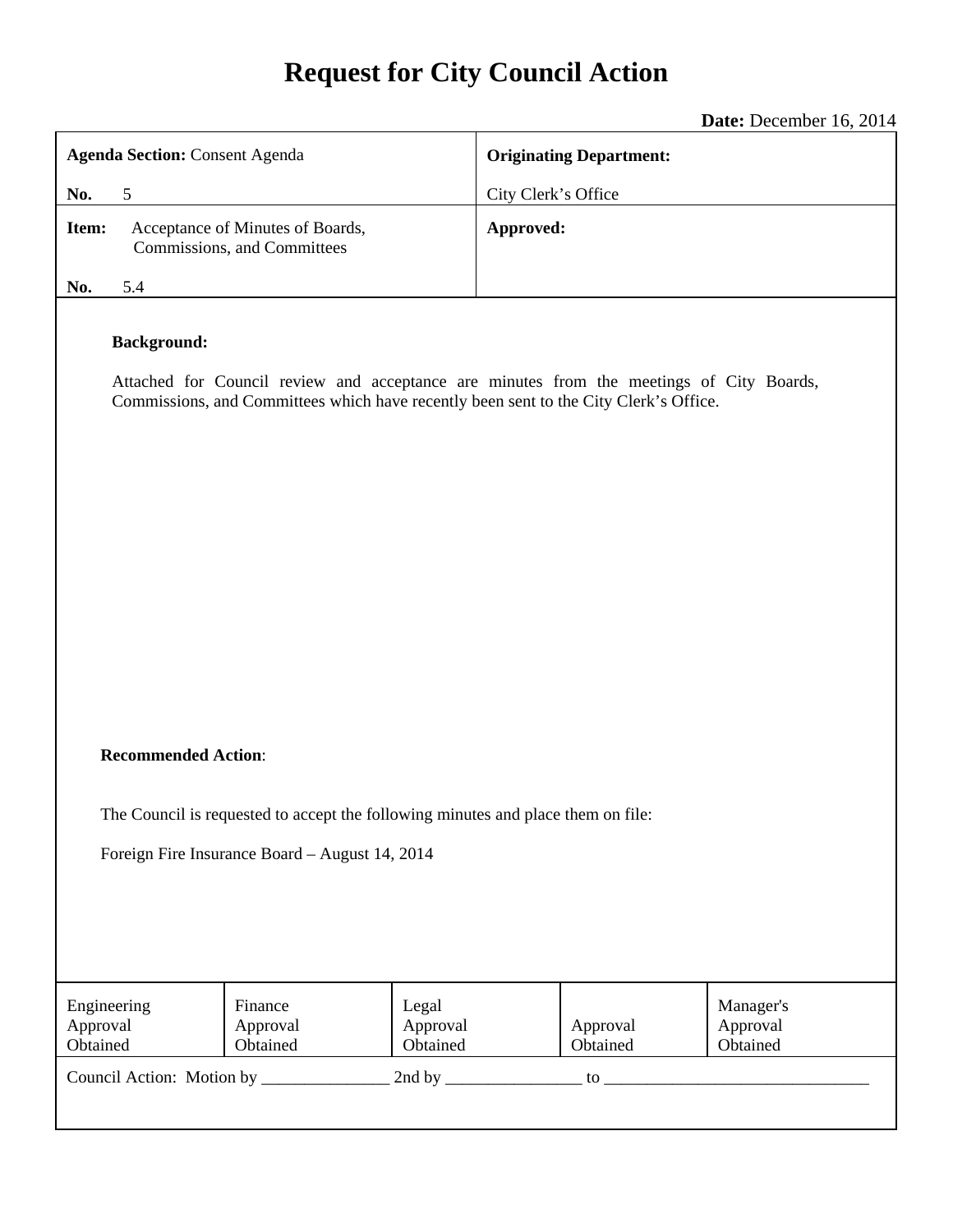# Request for City Council Action

**Date:** December 16, 2014

| **Agenda Section:** Consent Agenda<br><br>**No.** 5 | **Originating Department:**<br><br>City Clerk's Office |
|---|---|
| **Item:** Acceptance of Minutes of Boards, Commissions, and Committees<br><br>**No.** 5.4 | **Approved:** |

**Background:**

Attached for Council review and acceptance are minutes from the meetings of City Boards, Commissions, and Committees which have recently been sent to the City Clerk's Office.

**Recommended Action**:

The Council is requested to accept the following minutes and place them on file:

Foreign Fire Insurance Board – August 14, 2014

| Engineering Approval Obtained | Finance Approval Obtained | Legal Approval Obtained | Approval Obtained | Manager's Approval Obtained |
|---|---|---|---|---|

Council Action: Motion by _______________ 2nd by ________________ to _______________________________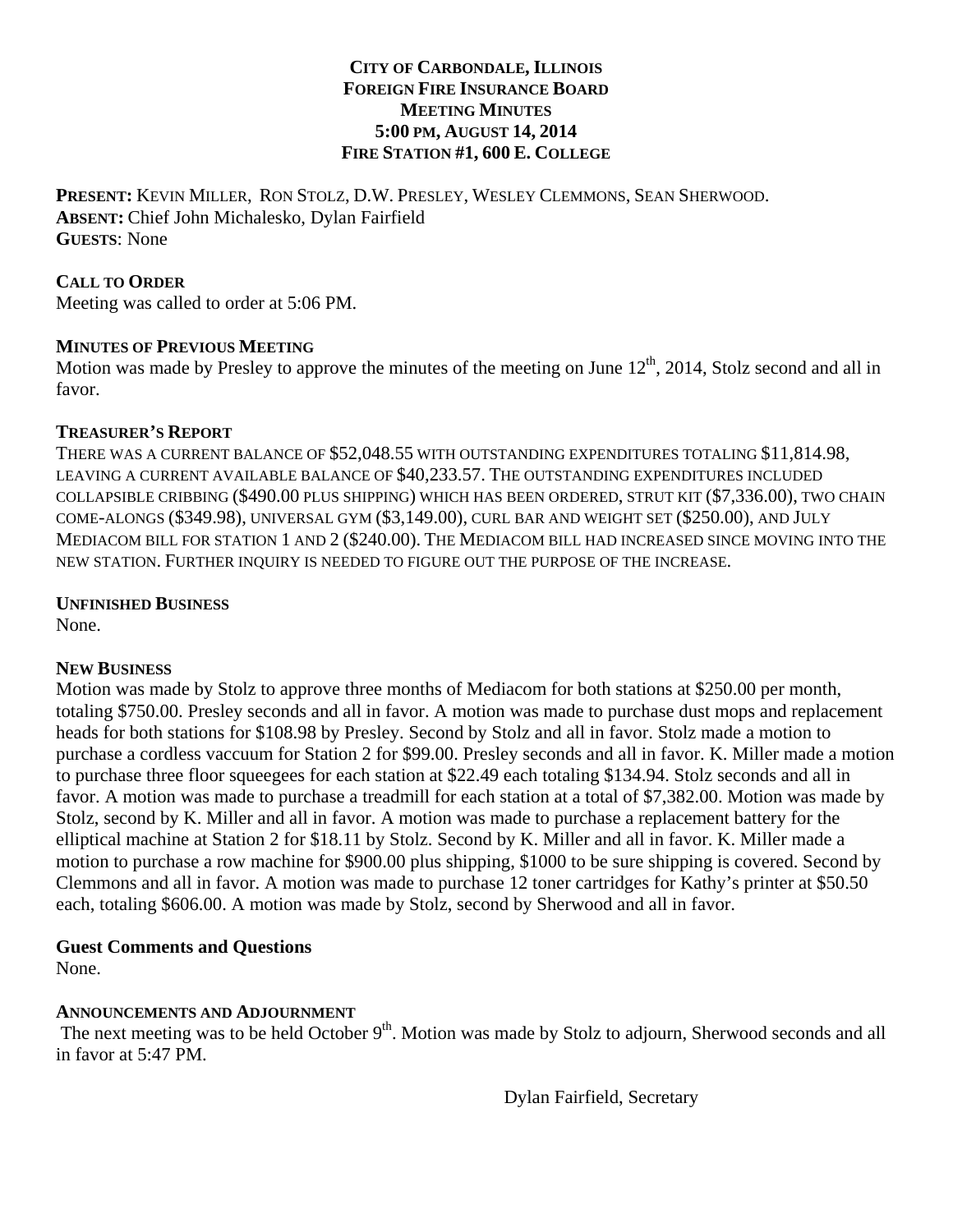**CITY OF CARBONDALE, ILLINOIS**
**FOREIGN FIRE INSURANCE BOARD**
**MEETING MINUTES**
**5:00 PM, AUGUST 14, 2014**
**FIRE STATION #1, 600 E. COLLEGE**

**PRESENT:** KEVIN MILLER, RON STOLZ, D.W. PRESLEY, WESLEY CLEMMONS, SEAN SHERWOOD.
**ABSENT:** Chief John Michalesko, Dylan Fairfield
**GUESTS**: None

**CALL TO ORDER**
Meeting was called to order at 5:06 PM.

**MINUTES OF PREVIOUS MEETING**
Motion was made by Presley to approve the minutes of the meeting on June 12th, 2014, Stolz second and all in favor.

**TREASURER'S REPORT**
THERE WAS A CURRENT BALANCE OF $52,048.55 WITH OUTSTANDING EXPENDITURES TOTALING $11,814.98, LEAVING A CURRENT AVAILABLE BALANCE OF $40,233.57. THE OUTSTANDING EXPENDITURES INCLUDED COLLAPSIBLE CRIBBING ($490.00 PLUS SHIPPING) WHICH HAS BEEN ORDERED, STRUT KIT ($7,336.00), TWO CHAIN COME-ALONGS ($349.98), UNIVERSAL GYM ($3,149.00), CURL BAR AND WEIGHT SET ($250.00), AND JULY MEDIACOM BILL FOR STATION 1 AND 2 ($240.00). THE MEDIACOM BILL HAD INCREASED SINCE MOVING INTO THE NEW STATION. FURTHER INQUIRY IS NEEDED TO FIGURE OUT THE PURPOSE OF THE INCREASE.

**UNFINISHED BUSINESS**
None.

**NEW BUSINESS**
Motion was made by Stolz to approve three months of Mediacom for both stations at $250.00 per month, totaling $750.00. Presley seconds and all in favor. A motion was made to purchase dust mops and replacement heads for both stations for $108.98 by Presley. Second by Stolz and all in favor. Stolz made a motion to purchase a cordless vaccuum for Station 2 for $99.00. Presley seconds and all in favor. K. Miller made a motion to purchase three floor squeegees for each station at $22.49 each totaling $134.94. Stolz seconds and all in favor. A motion was made to purchase a treadmill for each station at a total of $7,382.00. Motion was made by Stolz, second by K. Miller and all in favor. A motion was made to purchase a replacement battery for the elliptical machine at Station 2 for $18.11 by Stolz. Second by K. Miller and all in favor. K. Miller made a motion to purchase a row machine for $900.00 plus shipping, $1000 to be sure shipping is covered. Second by Clemmons and all in favor. A motion was made to purchase 12 toner cartridges for Kathy's printer at $50.50 each, totaling $606.00. A motion was made by Stolz, second by Sherwood and all in favor.

**Guest Comments and Questions**
None.

**ANNOUNCEMENTS AND ADJOURNMENT**
The next meeting was to be held October 9th. Motion was made by Stolz to adjourn, Sherwood seconds and all in favor at 5:47 PM.

Dylan Fairfield, Secretary